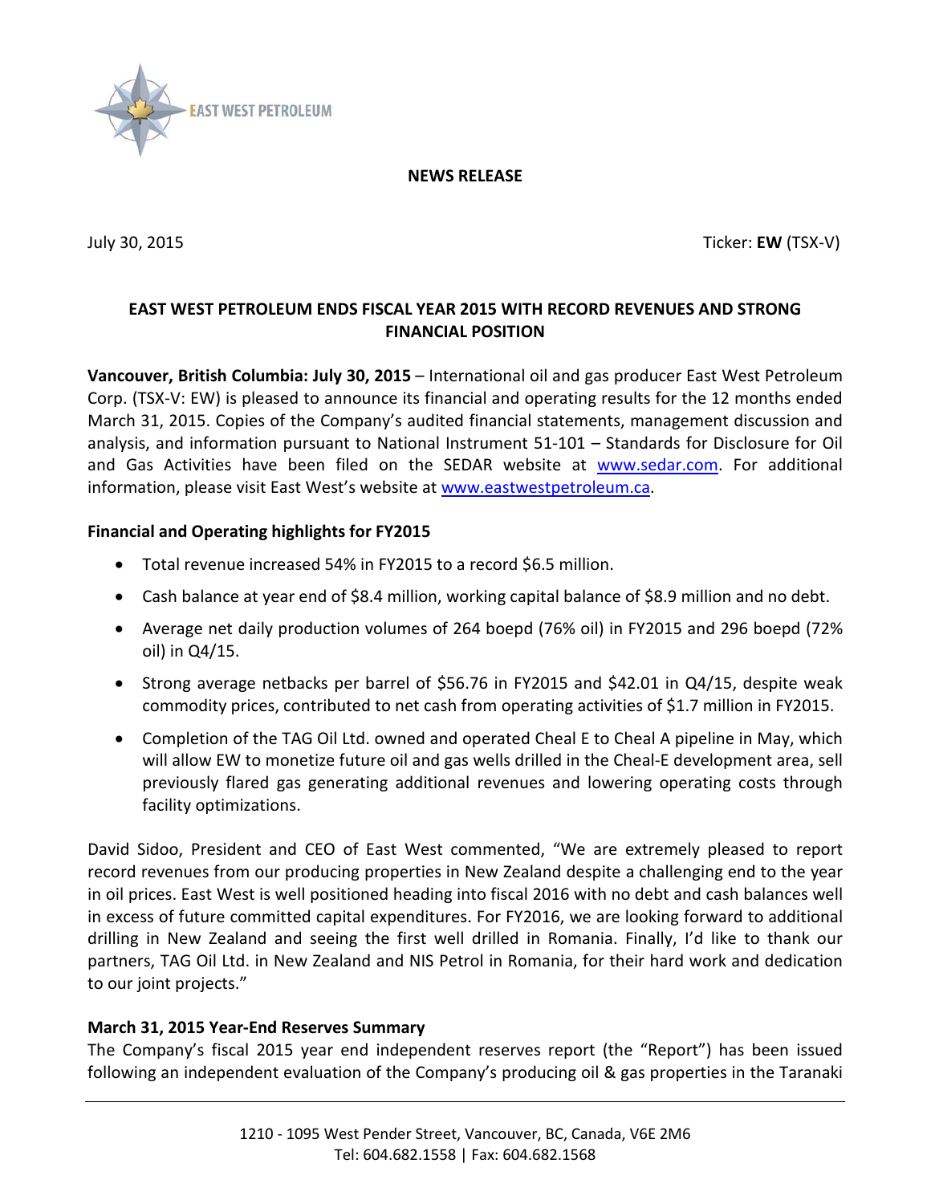EAST WEST PETROLEUM

**NEWS RELEASE**

July 30, 2015 Ticker: **EW** (TSX-V)

## EAST WEST PETROLEUM ENDS FISCAL YEAR 2015 WITH RECORD REVENUES AND STRONG FINANCIAL POSITION

**Vancouver, British Columbia: July 30, 2015** – International oil and gas producer East West Petroleum Corp. (TSX-V: EW) is pleased to announce its financial and operating results for the 12 months ended March 31, 2015. Copies of the Company's audited financial statements, management discussion and analysis, and information pursuant to National Instrument 51-101 – Standards for Disclosure for Oil and Gas Activities have been filed on the SEDAR website at www.sedar.com. For additional information, please visit East West's website at www.eastwestpetroleum.ca.

### Financial and Operating highlights for FY2015

- Total revenue increased 54% in FY2015 to a record $6.5 million.
- Cash balance at year end of $8.4 million, working capital balance of $8.9 million and no debt.
- Average net daily production volumes of 264 boepd (76% oil) in FY2015 and 296 boepd (72% oil) in Q4/15.
- Strong average netbacks per barrel of $56.76 in FY2015 and $42.01 in Q4/15, despite weak commodity prices, contributed to net cash from operating activities of $1.7 million in FY2015.
- Completion of the TAG Oil Ltd. owned and operated Cheal E to Cheal A pipeline in May, which will allow EW to monetize future oil and gas wells drilled in the Cheal-E development area, sell previously flared gas generating additional revenues and lowering operating costs through facility optimizations.

David Sidoo, President and CEO of East West commented, "We are extremely pleased to report record revenues from our producing properties in New Zealand despite a challenging end to the year in oil prices. East West is well positioned heading into fiscal 2016 with no debt and cash balances well in excess of future committed capital expenditures. For FY2016, we are looking forward to additional drilling in New Zealand and seeing the first well drilled in Romania. Finally, I'd like to thank our partners, TAG Oil Ltd. in New Zealand and NIS Petrol in Romania, for their hard work and dedication to our joint projects."

### March 31, 2015 Year-End Reserves Summary

The Company's fiscal 2015 year end independent reserves report (the "Report") has been issued following an independent evaluation of the Company's producing oil & gas properties in the Taranaki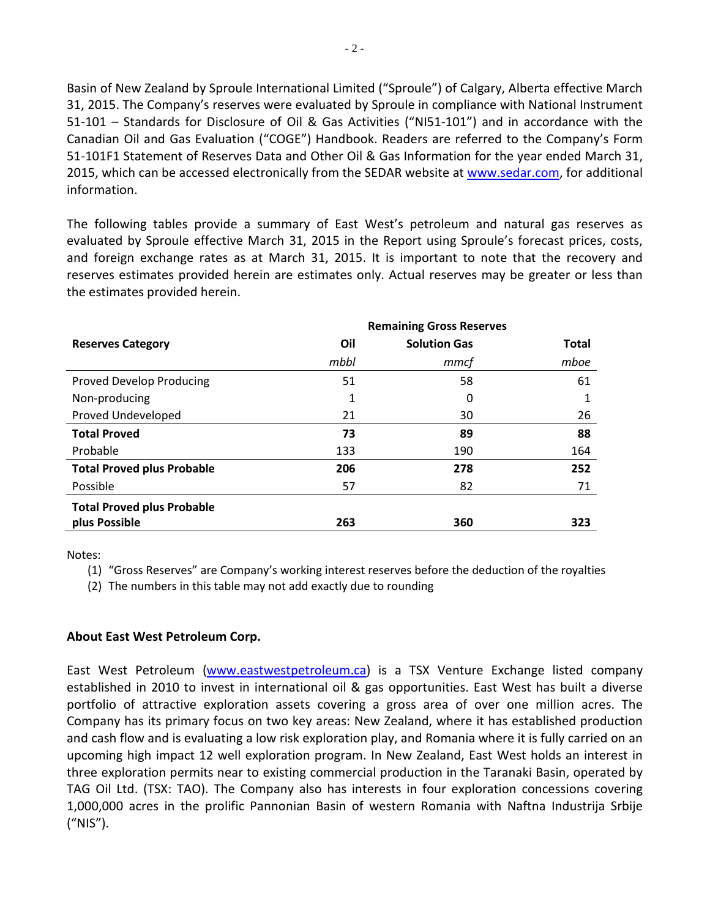Basin of New Zealand by Sproule International Limited ("Sproule") of Calgary, Alberta effective March 31, 2015. The Company's reserves were evaluated by Sproule in compliance with National Instrument 51-101 – Standards for Disclosure of Oil & Gas Activities ("NI51-101") and in accordance with the Canadian Oil and Gas Evaluation ("COGE") Handbook. Readers are referred to the Company's Form 51-101F1 Statement of Reserves Data and Other Oil & Gas Information for the year ended March 31, 2015, which can be accessed electronically from the SEDAR website at www.sedar.com, for additional information.

The following tables provide a summary of East West's petroleum and natural gas reserves as evaluated by Sproule effective March 31, 2015 in the Report using Sproule's forecast prices, costs, and foreign exchange rates as at March 31, 2015. It is important to note that the recovery and reserves estimates provided herein are estimates only. Actual reserves may be greater or less than the estimates provided herein.

| | Remaining Gross Reserves | | |
|---|---|---|---|
| **Reserves Category** | **Oil** | **Solution Gas** | **Total** |
| | *mbbl* | *mmcf* | *mboe* |
| Proved Develop Producing | 51 | 58 | 61 |
| Non-producing | 1 | 0 | 1 |
| Proved Undeveloped | 21 | 30 | 26 |
| **Total Proved** | **73** | **89** | **88** |
| Probable | 133 | 190 | 164 |
| **Total Proved plus Probable** | **206** | **278** | **252** |
| Possible | 57 | 82 | 71 |
| **Total Proved plus Probable plus Possible** | **263** | **360** | **323** |

Notes:

(1) "Gross Reserves" are Company's working interest reserves before the deduction of the royalties

(2) The numbers in this table may not add exactly due to rounding

**About East West Petroleum Corp.**

East West Petroleum (www.eastwestpetroleum.ca) is a TSX Venture Exchange listed company established in 2010 to invest in international oil & gas opportunities. East West has built a diverse portfolio of attractive exploration assets covering a gross area of over one million acres. The Company has its primary focus on two key areas: New Zealand, where it has established production and cash flow and is evaluating a low risk exploration play, and Romania where it is fully carried on an upcoming high impact 12 well exploration program. In New Zealand, East West holds an interest in three exploration permits near to existing commercial production in the Taranaki Basin, operated by TAG Oil Ltd. (TSX: TAO). The Company also has interests in four exploration concessions covering 1,000,000 acres in the prolific Pannonian Basin of western Romania with Naftna Industrija Srbije ("NIS").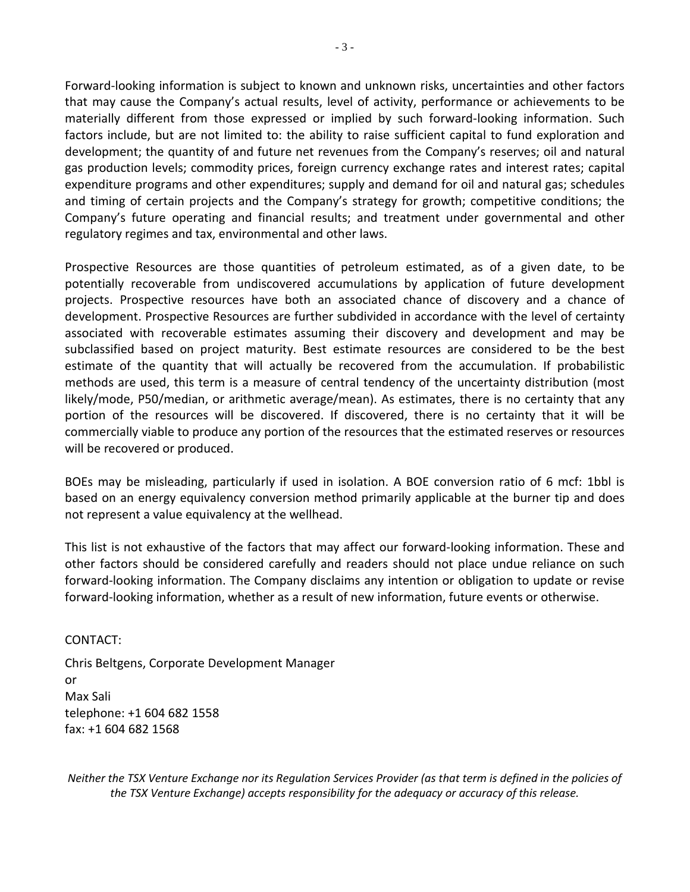Forward-looking information is subject to known and unknown risks, uncertainties and other factors that may cause the Company's actual results, level of activity, performance or achievements to be materially different from those expressed or implied by such forward-looking information. Such factors include, but are not limited to: the ability to raise sufficient capital to fund exploration and development; the quantity of and future net revenues from the Company's reserves; oil and natural gas production levels; commodity prices, foreign currency exchange rates and interest rates; capital expenditure programs and other expenditures; supply and demand for oil and natural gas; schedules and timing of certain projects and the Company's strategy for growth; competitive conditions; the Company's future operating and financial results; and treatment under governmental and other regulatory regimes and tax, environmental and other laws.

Prospective Resources are those quantities of petroleum estimated, as of a given date, to be potentially recoverable from undiscovered accumulations by application of future development projects. Prospective resources have both an associated chance of discovery and a chance of development. Prospective Resources are further subdivided in accordance with the level of certainty associated with recoverable estimates assuming their discovery and development and may be subclassified based on project maturity. Best estimate resources are considered to be the best estimate of the quantity that will actually be recovered from the accumulation. If probabilistic methods are used, this term is a measure of central tendency of the uncertainty distribution (most likely/mode, P50/median, or arithmetic average/mean). As estimates, there is no certainty that any portion of the resources will be discovered. If discovered, there is no certainty that it will be commercially viable to produce any portion of the resources that the estimated reserves or resources will be recovered or produced.

BOEs may be misleading, particularly if used in isolation. A BOE conversion ratio of 6 mcf: 1bbl is based on an energy equivalency conversion method primarily applicable at the burner tip and does not represent a value equivalency at the wellhead.

This list is not exhaustive of the factors that may affect our forward-looking information. These and other factors should be considered carefully and readers should not place undue reliance on such forward-looking information. The Company disclaims any intention or obligation to update or revise forward-looking information, whether as a result of new information, future events or otherwise.

CONTACT:

Chris Beltgens, Corporate Development Manager
or
Max Sali
telephone: +1 604 682 1558
fax: +1 604 682 1568

*Neither the TSX Venture Exchange nor its Regulation Services Provider (as that term is defined in the policies of the TSX Venture Exchange) accepts responsibility for the adequacy or accuracy of this release.*